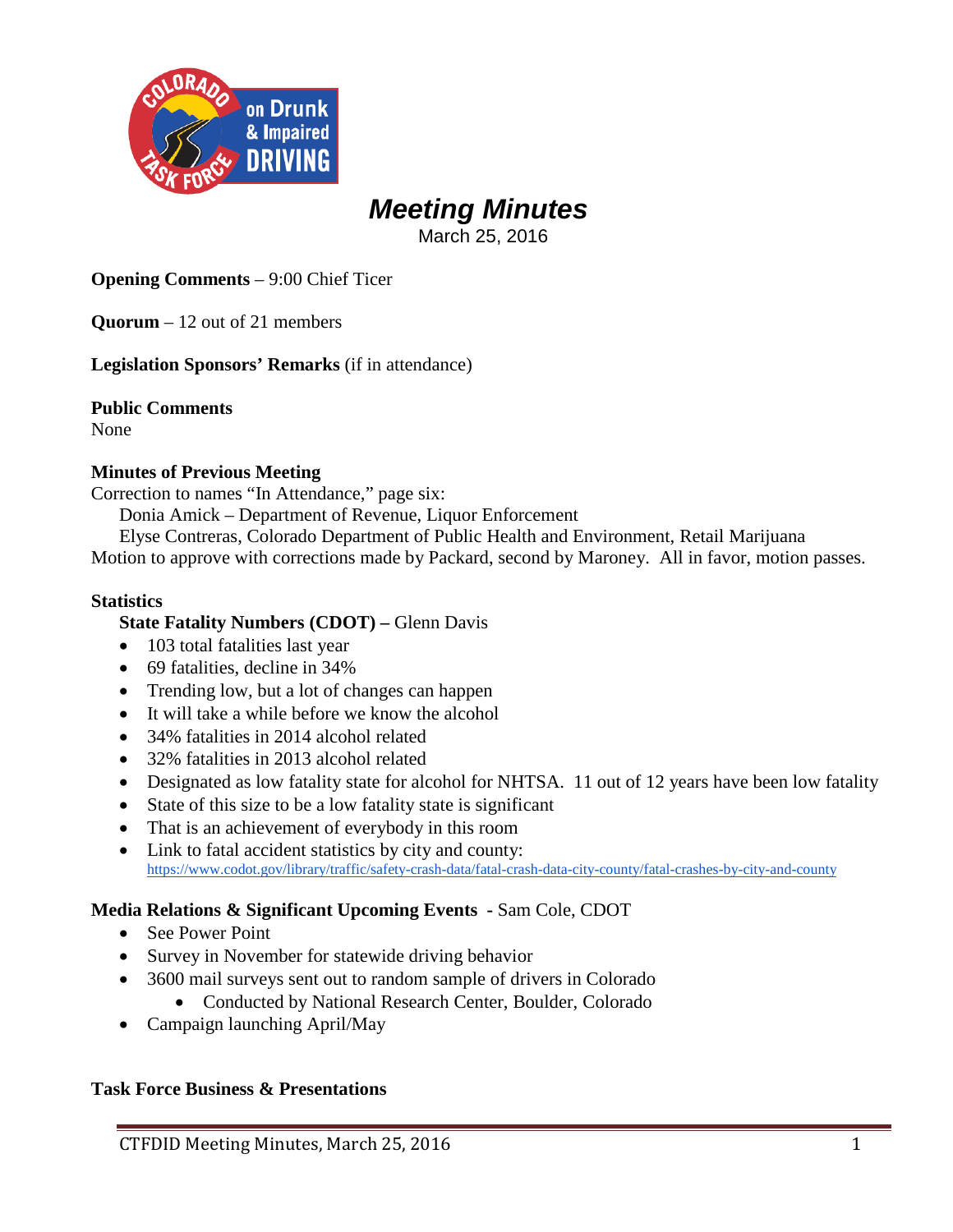# Meeting Minutes

March 25, 2016

**Opening Comments** – 9:00 Chief Ticer

**Quorum** – 12 out of 21 members

**Legislation Sponsors' Remarks** (if in attendance)

**Public Comments**
None

**Minutes of Previous Meeting**
Correction to names "In Attendance," page six:
Donia Amick – Department of Revenue, Liquor Enforcement
Elyse Contreras, Colorado Department of Public Health and Environment, Retail Marijuana
Motion to approve with corrections made by Packard, second by Maroney. All in favor, motion passes.

**Statistics**

**State Fatality Numbers (CDOT) –** Glenn Davis

- 103 total fatalities last year
- 69 fatalities, decline in 34%
- Trending low, but a lot of changes can happen
- It will take a while before we know the alcohol
- 34% fatalities in 2014 alcohol related
- 32% fatalities in 2013 alcohol related
- Designated as low fatality state for alcohol for NHTSA. 11 out of 12 years have been low fatality
- State of this size to be a low fatality state is significant
- That is an achievement of everybody in this room
- Link to fatal accident statistics by city and county: https://www.codot.gov/library/traffic/safety-crash-data/fatal-crash-data-city-county/fatal-crashes-by-city-and-county

**Media Relations & Significant Upcoming Events -** Sam Cole, CDOT

- See Power Point
- Survey in November for statewide driving behavior
- 3600 mail surveys sent out to random sample of drivers in Colorado
  - Conducted by National Research Center, Boulder, Colorado
- Campaign launching April/May

**Task Force Business & Presentations**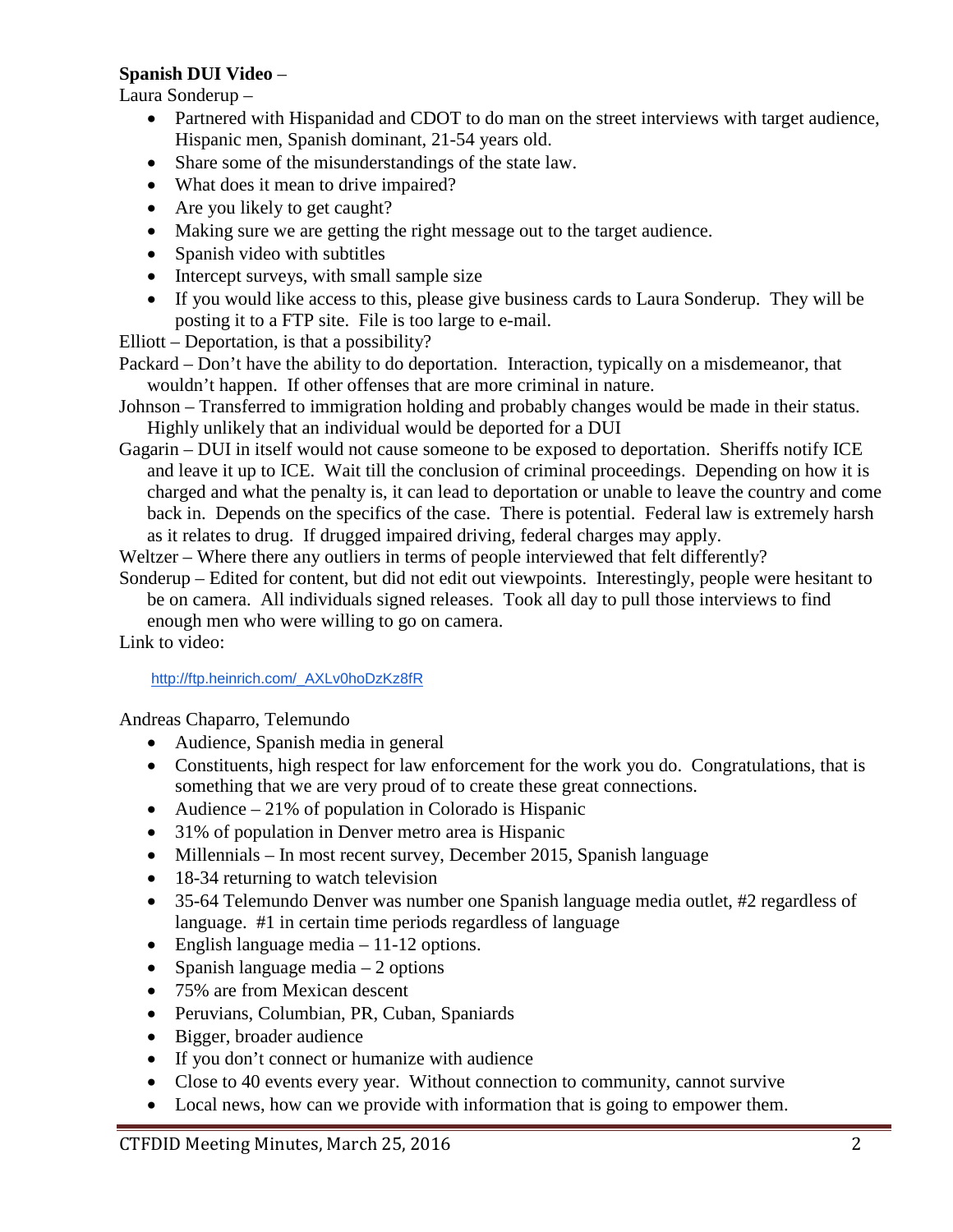**Spanish DUI Video** –

Laura Sonderup –

- Partnered with Hispanidad and CDOT to do man on the street interviews with target audience, Hispanic men, Spanish dominant, 21-54 years old.
- Share some of the misunderstandings of the state law.
- What does it mean to drive impaired?
- Are you likely to get caught?
- Making sure we are getting the right message out to the target audience.
- Spanish video with subtitles
- Intercept surveys, with small sample size
- If you would like access to this, please give business cards to Laura Sonderup. They will be posting it to a FTP site. File is too large to e-mail.

Elliott – Deportation, is that a possibility?

Packard – Don't have the ability to do deportation. Interaction, typically on a misdemeanor, that wouldn't happen. If other offenses that are more criminal in nature.

Johnson – Transferred to immigration holding and probably changes would be made in their status. Highly unlikely that an individual would be deported for a DUI

Gagarin – DUI in itself would not cause someone to be exposed to deportation. Sheriffs notify ICE and leave it up to ICE. Wait till the conclusion of criminal proceedings. Depending on how it is charged and what the penalty is, it can lead to deportation or unable to leave the country and come back in. Depends on the specifics of the case. There is potential. Federal law is extremely harsh as it relates to drug. If drugged impaired driving, federal charges may apply.

Weltzer – Where there any outliers in terms of people interviewed that felt differently?

Sonderup – Edited for content, but did not edit out viewpoints. Interestingly, people were hesitant to be on camera. All individuals signed releases. Took all day to pull those interviews to find enough men who were willing to go on camera.

Link to video:

http://ftp.heinrich.com/_AXLv0hoDzKz8fR

Andreas Chaparro, Telemundo

- Audience, Spanish media in general
- Constituents, high respect for law enforcement for the work you do. Congratulations, that is something that we are very proud of to create these great connections.
- Audience – 21% of population in Colorado is Hispanic
- 31% of population in Denver metro area is Hispanic
- Millennials – In most recent survey, December 2015, Spanish language
- 18-34 returning to watch television
- 35-64 Telemundo Denver was number one Spanish language media outlet, #2 regardless of language. #1 in certain time periods regardless of language
- English language media – 11-12 options.
- Spanish language media – 2 options
- 75% are from Mexican descent
- Peruvians, Columbian, PR, Cuban, Spaniards
- Bigger, broader audience
- If you don't connect or humanize with audience
- Close to 40 events every year. Without connection to community, cannot survive
- Local news, how can we provide with information that is going to empower them.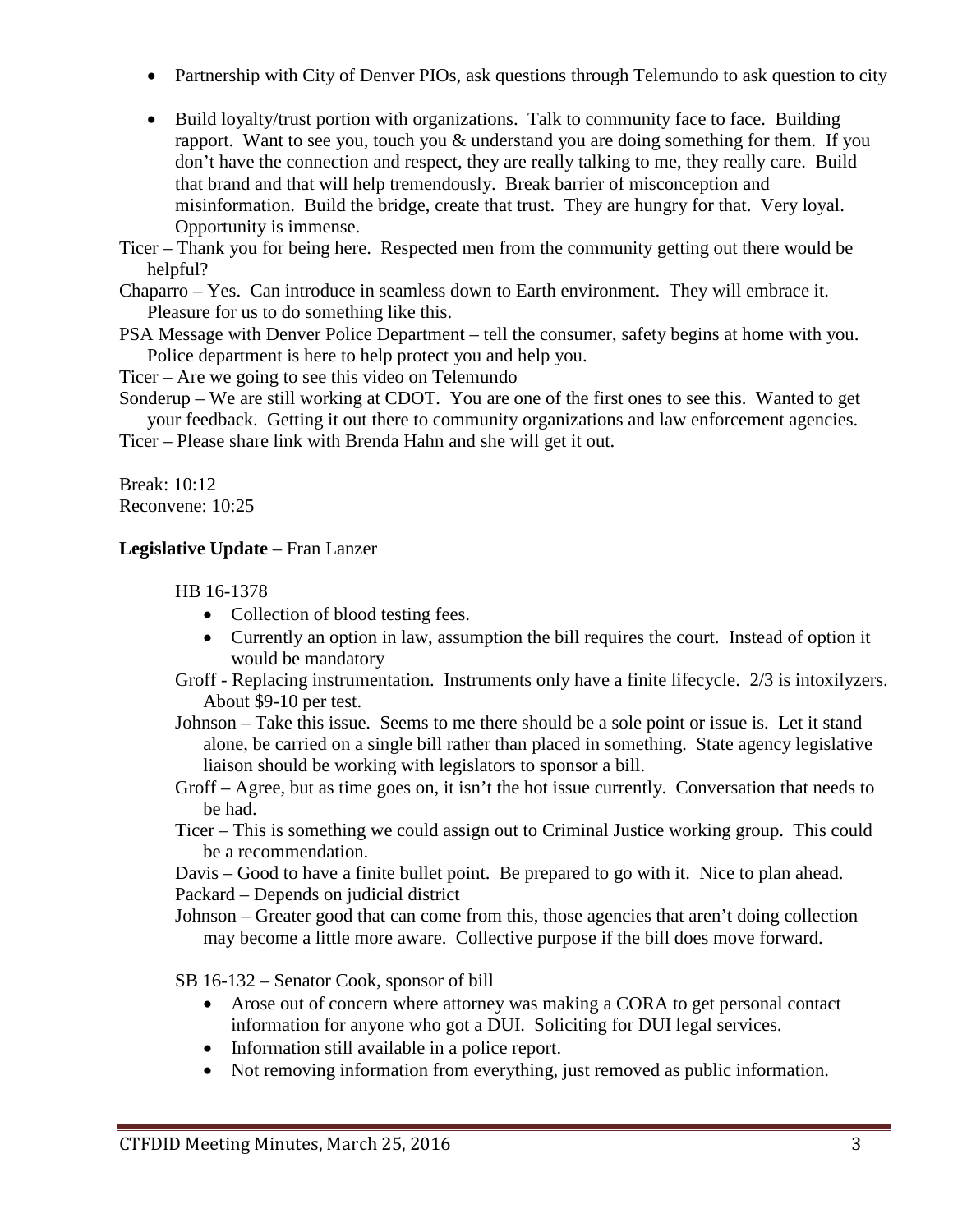- Partnership with City of Denver PIOs, ask questions through Telemundo to ask question to city
- Build loyalty/trust portion with organizations. Talk to community face to face. Building rapport. Want to see you, touch you & understand you are doing something for them. If you don't have the connection and respect, they are really talking to me, they really care. Build that brand and that will help tremendously. Break barrier of misconception and misinformation. Build the bridge, create that trust. They are hungry for that. Very loyal. Opportunity is immense.

Ticer – Thank you for being here. Respected men from the community getting out there would be helpful?

Chaparro – Yes. Can introduce in seamless down to Earth environment. They will embrace it. Pleasure for us to do something like this.

PSA Message with Denver Police Department – tell the consumer, safety begins at home with you. Police department is here to help protect you and help you.

Ticer – Are we going to see this video on Telemundo

Sonderup – We are still working at CDOT. You are one of the first ones to see this. Wanted to get your feedback. Getting it out there to community organizations and law enforcement agencies.

Ticer – Please share link with Brenda Hahn and she will get it out.

Break: 10:12
Reconvene: 10:25

**Legislative Update** – Fran Lanzer

HB 16-1378

- Collection of blood testing fees.
- Currently an option in law, assumption the bill requires the court. Instead of option it would be mandatory

Groff - Replacing instrumentation. Instruments only have a finite lifecycle. 2/3 is intoxilyzers. About $9-10 per test.

Johnson – Take this issue. Seems to me there should be a sole point or issue is. Let it stand alone, be carried on a single bill rather than placed in something. State agency legislative liaison should be working with legislators to sponsor a bill.

Groff – Agree, but as time goes on, it isn't the hot issue currently. Conversation that needs to be had.

Ticer – This is something we could assign out to Criminal Justice working group. This could be a recommendation.

Davis – Good to have a finite bullet point. Be prepared to go with it. Nice to plan ahead.

Packard – Depends on judicial district

Johnson – Greater good that can come from this, those agencies that aren't doing collection may become a little more aware. Collective purpose if the bill does move forward.

SB 16-132 – Senator Cook, sponsor of bill

- Arose out of concern where attorney was making a CORA to get personal contact information for anyone who got a DUI. Soliciting for DUI legal services.
- Information still available in a police report.
- Not removing information from everything, just removed as public information.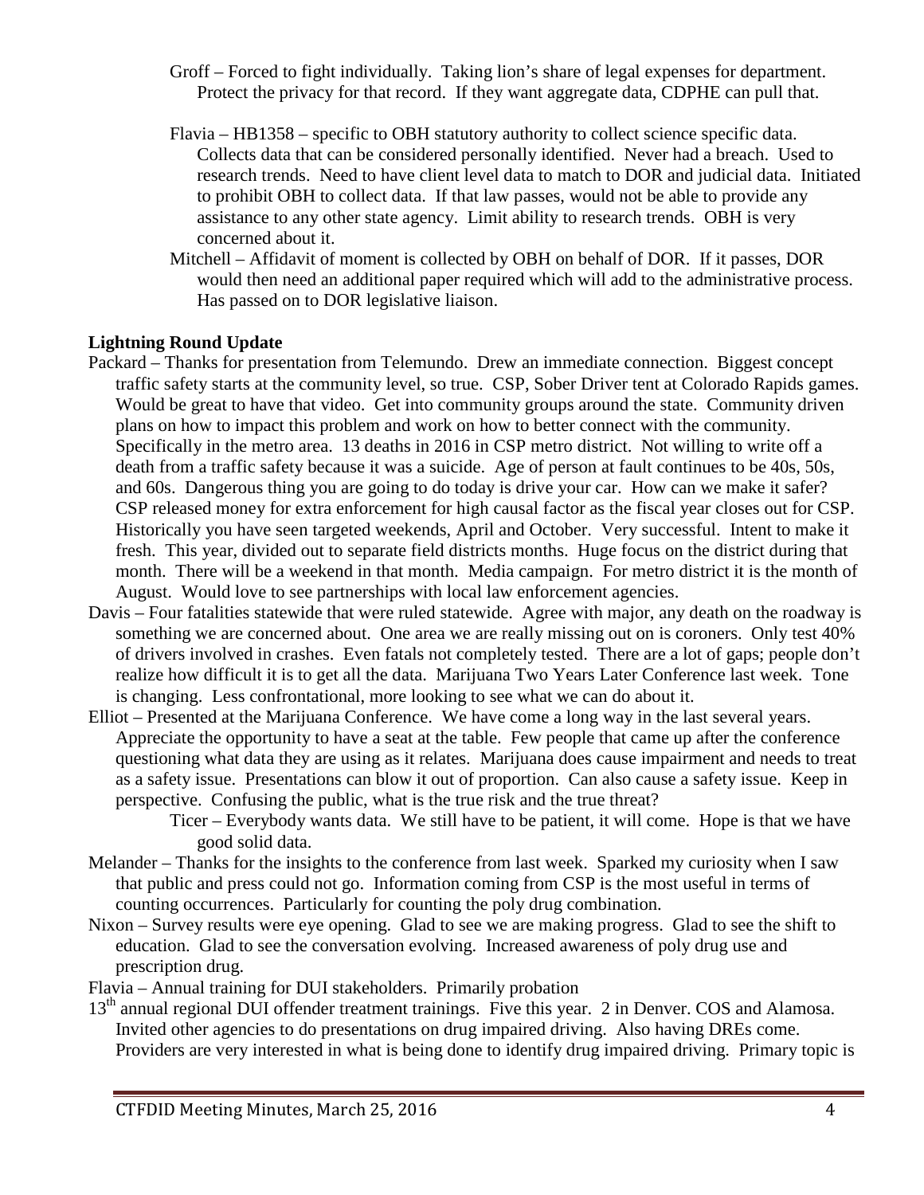Groff – Forced to fight individually. Taking lion's share of legal expenses for department. Protect the privacy for that record. If they want aggregate data, CDPHE can pull that.

Flavia – HB1358 – specific to OBH statutory authority to collect science specific data. Collects data that can be considered personally identified. Never had a breach. Used to research trends. Need to have client level data to match to DOR and judicial data. Initiated to prohibit OBH to collect data. If that law passes, would not be able to provide any assistance to any other state agency. Limit ability to research trends. OBH is very concerned about it.

Mitchell – Affidavit of moment is collected by OBH on behalf of DOR. If it passes, DOR would then need an additional paper required which will add to the administrative process. Has passed on to DOR legislative liaison.

**Lightning Round Update**

Packard – Thanks for presentation from Telemundo. Drew an immediate connection. Biggest concept traffic safety starts at the community level, so true. CSP, Sober Driver tent at Colorado Rapids games. Would be great to have that video. Get into community groups around the state. Community driven plans on how to impact this problem and work on how to better connect with the community. Specifically in the metro area. 13 deaths in 2016 in CSP metro district. Not willing to write off a death from a traffic safety because it was a suicide. Age of person at fault continues to be 40s, 50s, and 60s. Dangerous thing you are going to do today is drive your car. How can we make it safer? CSP released money for extra enforcement for high causal factor as the fiscal year closes out for CSP. Historically you have seen targeted weekends, April and October. Very successful. Intent to make it fresh. This year, divided out to separate field districts months. Huge focus on the district during that month. There will be a weekend in that month. Media campaign. For metro district it is the month of August. Would love to see partnerships with local law enforcement agencies.

Davis – Four fatalities statewide that were ruled statewide. Agree with major, any death on the roadway is something we are concerned about. One area we are really missing out on is coroners. Only test 40% of drivers involved in crashes. Even fatals not completely tested. There are a lot of gaps; people don't realize how difficult it is to get all the data. Marijuana Two Years Later Conference last week. Tone is changing. Less confrontational, more looking to see what we can do about it.

Elliot – Presented at the Marijuana Conference. We have come a long way in the last several years. Appreciate the opportunity to have a seat at the table. Few people that came up after the conference questioning what data they are using as it relates. Marijuana does cause impairment and needs to treat as a safety issue. Presentations can blow it out of proportion. Can also cause a safety issue. Keep in perspective. Confusing the public, what is the true risk and the true threat?

Ticer – Everybody wants data. We still have to be patient, it will come. Hope is that we have good solid data.

Melander – Thanks for the insights to the conference from last week. Sparked my curiosity when I saw that public and press could not go. Information coming from CSP is the most useful in terms of counting occurrences. Particularly for counting the poly drug combination.

Nixon – Survey results were eye opening. Glad to see we are making progress. Glad to see the shift to education. Glad to see the conversation evolving. Increased awareness of poly drug use and prescription drug.

Flavia – Annual training for DUI stakeholders. Primarily probation

13th annual regional DUI offender treatment trainings. Five this year. 2 in Denver. COS and Alamosa. Invited other agencies to do presentations on drug impaired driving. Also having DREs come. Providers are very interested in what is being done to identify drug impaired driving. Primary topic is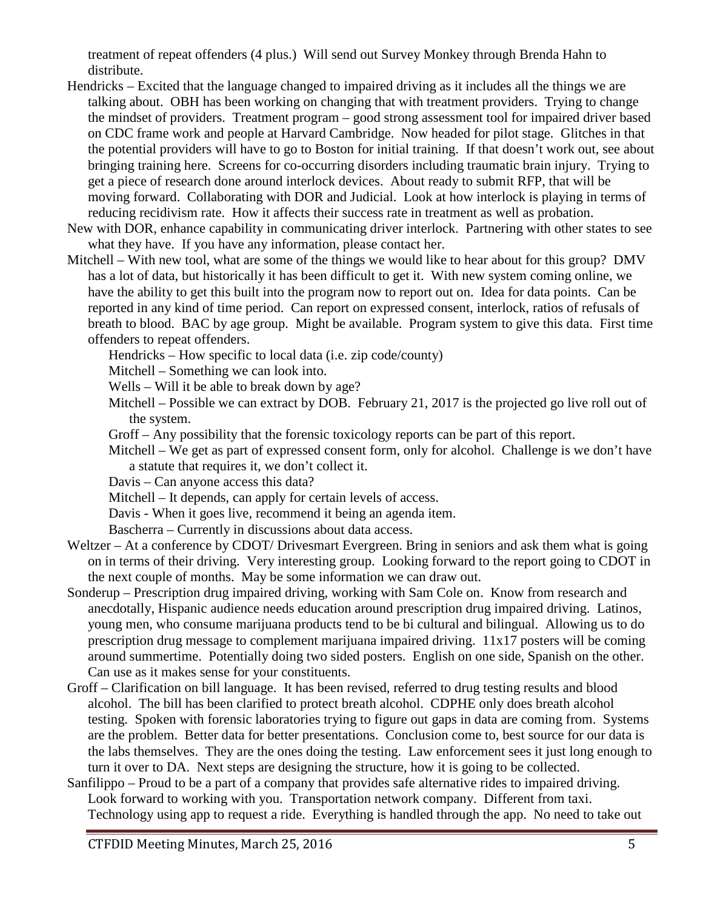treatment of repeat offenders (4 plus.) Will send out Survey Monkey through Brenda Hahn to distribute.

Hendricks – Excited that the language changed to impaired driving as it includes all the things we are talking about. OBH has been working on changing that with treatment providers. Trying to change the mindset of providers. Treatment program – good strong assessment tool for impaired driver based on CDC frame work and people at Harvard Cambridge. Now headed for pilot stage. Glitches in that the potential providers will have to go to Boston for initial training. If that doesn't work out, see about bringing training here. Screens for co-occurring disorders including traumatic brain injury. Trying to get a piece of research done around interlock devices. About ready to submit RFP, that will be moving forward. Collaborating with DOR and Judicial. Look at how interlock is playing in terms of reducing recidivism rate. How it affects their success rate in treatment as well as probation.

New with DOR, enhance capability in communicating driver interlock. Partnering with other states to see what they have. If you have any information, please contact her.

Mitchell – With new tool, what are some of the things we would like to hear about for this group? DMV has a lot of data, but historically it has been difficult to get it. With new system coming online, we have the ability to get this built into the program now to report out on. Idea for data points. Can be reported in any kind of time period. Can report on expressed consent, interlock, ratios of refusals of breath to blood. BAC by age group. Might be available. Program system to give this data. First time offenders to repeat offenders.

- Hendricks – How specific to local data (i.e. zip code/county)
- Mitchell – Something we can look into.
- Wells – Will it be able to break down by age?
- Mitchell – Possible we can extract by DOB. February 21, 2017 is the projected go live roll out of the system.
- Groff – Any possibility that the forensic toxicology reports can be part of this report.
- Mitchell – We get as part of expressed consent form, only for alcohol. Challenge is we don't have a statute that requires it, we don't collect it.
- Davis – Can anyone access this data?
- Mitchell – It depends, can apply for certain levels of access.
- Davis - When it goes live, recommend it being an agenda item.
- Bascherra – Currently in discussions about data access.

Weltzer – At a conference by CDOT/ Drivesmart Evergreen. Bring in seniors and ask them what is going on in terms of their driving. Very interesting group. Looking forward to the report going to CDOT in the next couple of months. May be some information we can draw out.

Sonderup – Prescription drug impaired driving, working with Sam Cole on. Know from research and anecdotally, Hispanic audience needs education around prescription drug impaired driving. Latinos, young men, who consume marijuana products tend to be bi cultural and bilingual. Allowing us to do prescription drug message to complement marijuana impaired driving. 11x17 posters will be coming around summertime. Potentially doing two sided posters. English on one side, Spanish on the other. Can use as it makes sense for your constituents.

Groff – Clarification on bill language. It has been revised, referred to drug testing results and blood alcohol. The bill has been clarified to protect breath alcohol. CDPHE only does breath alcohol testing. Spoken with forensic laboratories trying to figure out gaps in data are coming from. Systems are the problem. Better data for better presentations. Conclusion come to, best source for our data is the labs themselves. They are the ones doing the testing. Law enforcement sees it just long enough to turn it over to DA. Next steps are designing the structure, how it is going to be collected.

Sanfilippo – Proud to be a part of a company that provides safe alternative rides to impaired driving. Look forward to working with you. Transportation network company. Different from taxi. Technology using app to request a ride. Everything is handled through the app. No need to take out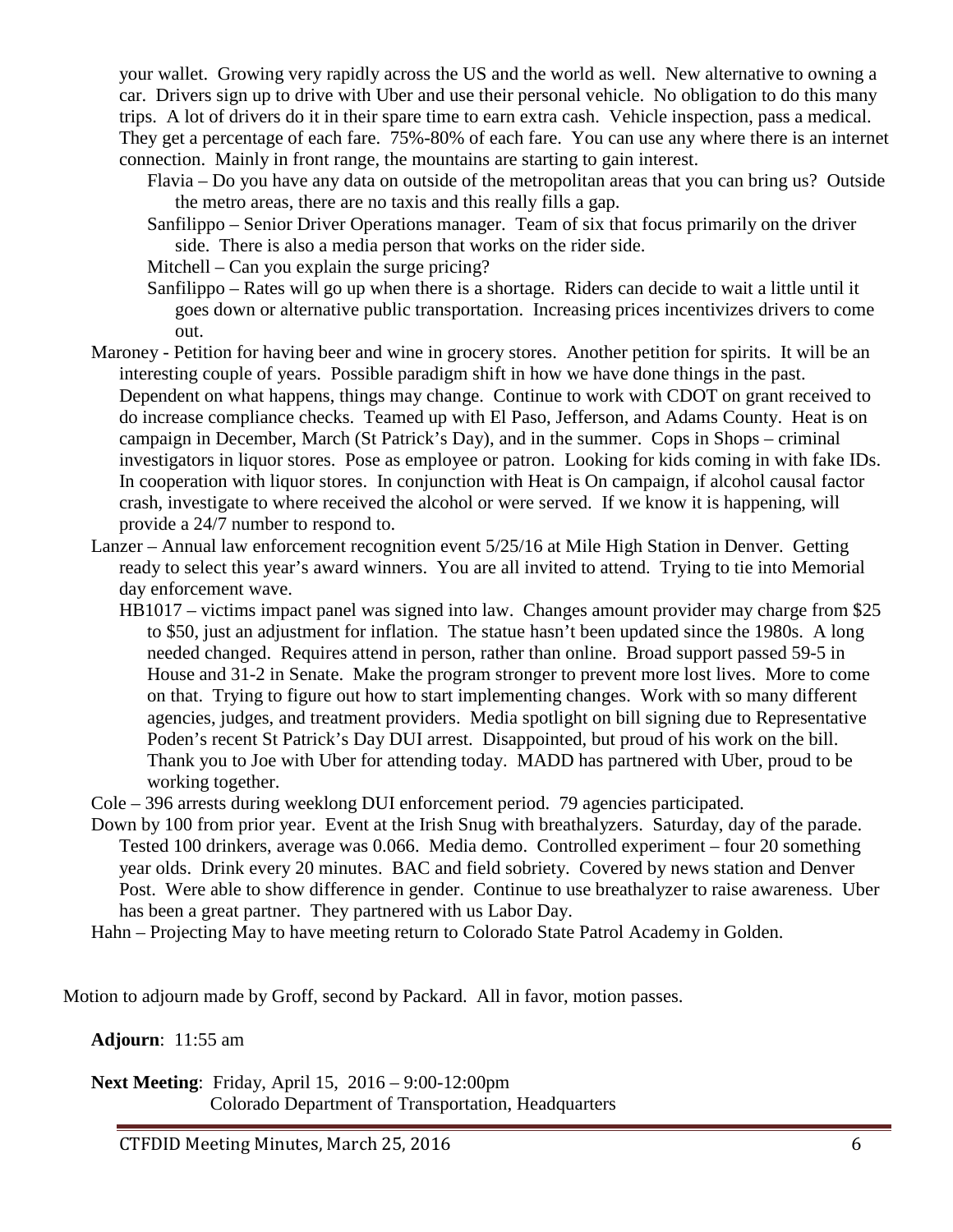your wallet. Growing very rapidly across the US and the world as well. New alternative to owning a car. Drivers sign up to drive with Uber and use their personal vehicle. No obligation to do this many trips. A lot of drivers do it in their spare time to earn extra cash. Vehicle inspection, pass a medical. They get a percentage of each fare. 75%-80% of each fare. You can use any where there is an internet connection. Mainly in front range, the mountains are starting to gain interest.

Flavia – Do you have any data on outside of the metropolitan areas that you can bring us? Outside the metro areas, there are no taxis and this really fills a gap.

Sanfilippo – Senior Driver Operations manager. Team of six that focus primarily on the driver side. There is also a media person that works on the rider side.

Mitchell – Can you explain the surge pricing?

Sanfilippo – Rates will go up when there is a shortage. Riders can decide to wait a little until it goes down or alternative public transportation. Increasing prices incentivizes drivers to come out.

Maroney - Petition for having beer and wine in grocery stores. Another petition for spirits. It will be an interesting couple of years. Possible paradigm shift in how we have done things in the past. Dependent on what happens, things may change. Continue to work with CDOT on grant received to do increase compliance checks. Teamed up with El Paso, Jefferson, and Adams County. Heat is on campaign in December, March (St Patrick's Day), and in the summer. Cops in Shops – criminal investigators in liquor stores. Pose as employee or patron. Looking for kids coming in with fake IDs. In cooperation with liquor stores. In conjunction with Heat is On campaign, if alcohol causal factor crash, investigate to where received the alcohol or were served. If we know it is happening, will provide a 24/7 number to respond to.

Lanzer – Annual law enforcement recognition event 5/25/16 at Mile High Station in Denver. Getting ready to select this year's award winners. You are all invited to attend. Trying to tie into Memorial day enforcement wave.

HB1017 – victims impact panel was signed into law. Changes amount provider may charge from $25 to $50, just an adjustment for inflation. The statue hasn't been updated since the 1980s. A long needed changed. Requires attend in person, rather than online. Broad support passed 59-5 in House and 31-2 in Senate. Make the program stronger to prevent more lost lives. More to come on that. Trying to figure out how to start implementing changes. Work with so many different agencies, judges, and treatment providers. Media spotlight on bill signing due to Representative Poden's recent St Patrick's Day DUI arrest. Disappointed, but proud of his work on the bill. Thank you to Joe with Uber for attending today. MADD has partnered with Uber, proud to be working together.

Cole – 396 arrests during weeklong DUI enforcement period. 79 agencies participated.

Down by 100 from prior year. Event at the Irish Snug with breathalyzers. Saturday, day of the parade. Tested 100 drinkers, average was 0.066. Media demo. Controlled experiment – four 20 something year olds. Drink every 20 minutes. BAC and field sobriety. Covered by news station and Denver Post. Were able to show difference in gender. Continue to use breathalyzer to raise awareness. Uber has been a great partner. They partnered with us Labor Day.

Hahn – Projecting May to have meeting return to Colorado State Patrol Academy in Golden.

Motion to adjourn made by Groff, second by Packard. All in favor, motion passes.

**Adjourn**: 11:55 am

**Next Meeting**: Friday, April 15, 2016 – 9:00-12:00pm
Colorado Department of Transportation, Headquarters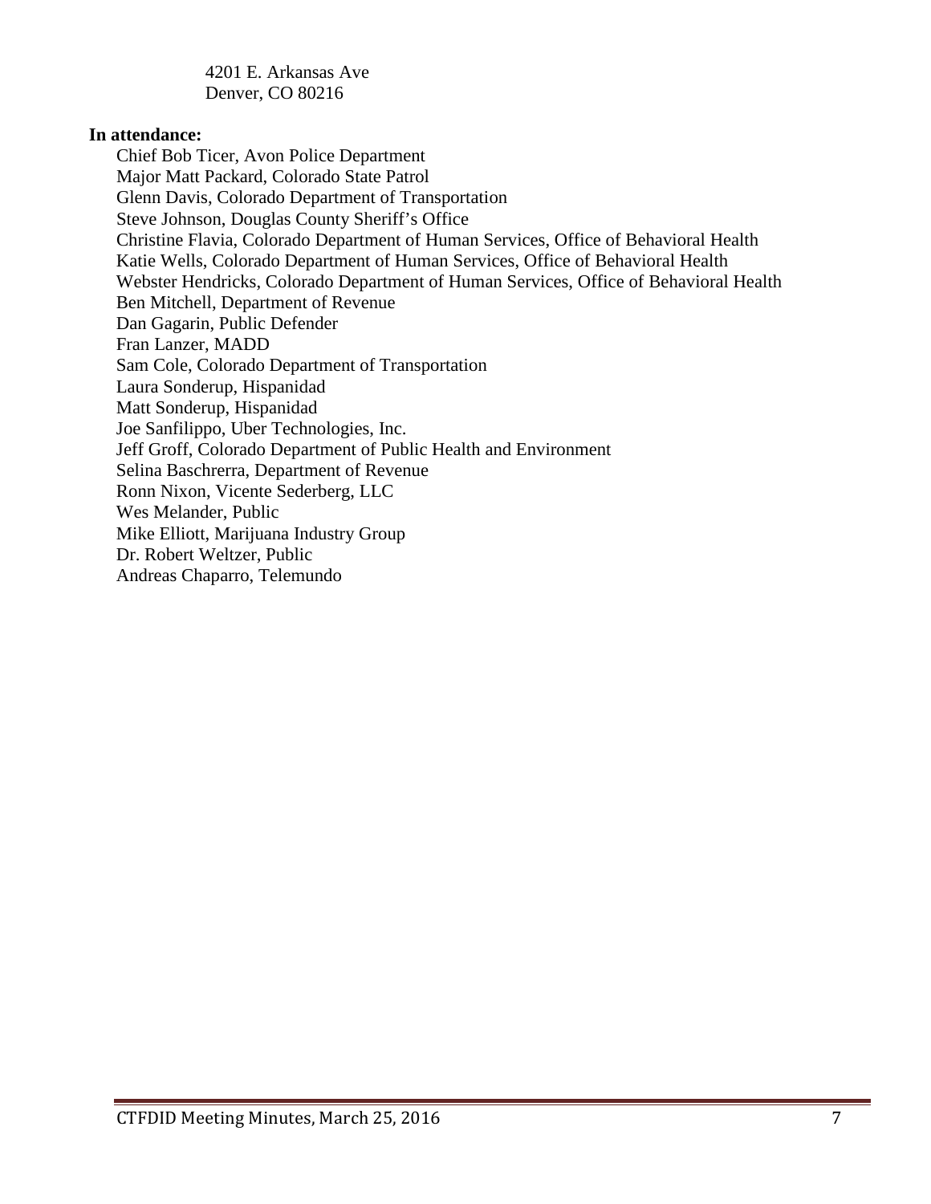4201 E. Arkansas Ave
Denver, CO 80216

**In attendance:**

Chief Bob Ticer, Avon Police Department
Major Matt Packard, Colorado State Patrol
Glenn Davis, Colorado Department of Transportation
Steve Johnson, Douglas County Sheriff's Office
Christine Flavia, Colorado Department of Human Services, Office of Behavioral Health
Katie Wells, Colorado Department of Human Services, Office of Behavioral Health
Webster Hendricks, Colorado Department of Human Services, Office of Behavioral Health
Ben Mitchell, Department of Revenue
Dan Gagarin, Public Defender
Fran Lanzer, MADD
Sam Cole, Colorado Department of Transportation
Laura Sonderup, Hispanidad
Matt Sonderup, Hispanidad
Joe Sanfilippo, Uber Technologies, Inc.
Jeff Groff, Colorado Department of Public Health and Environment
Selina Baschrerra, Department of Revenue
Ronn Nixon, Vicente Sederberg, LLC
Wes Melander, Public
Mike Elliott, Marijuana Industry Group
Dr. Robert Weltzer, Public
Andreas Chaparro, Telemundo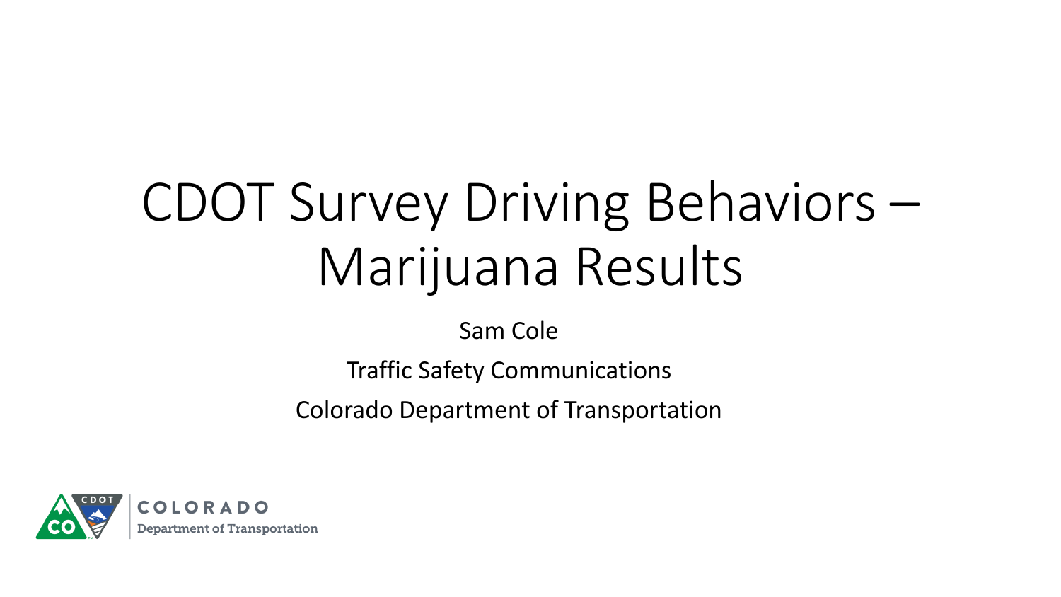# CDOT Survey Driving Behaviors – Marijuana Results

Sam Cole

Traffic Safety Communications

Colorado Department of Transportation

COLORADO
Department of Transportation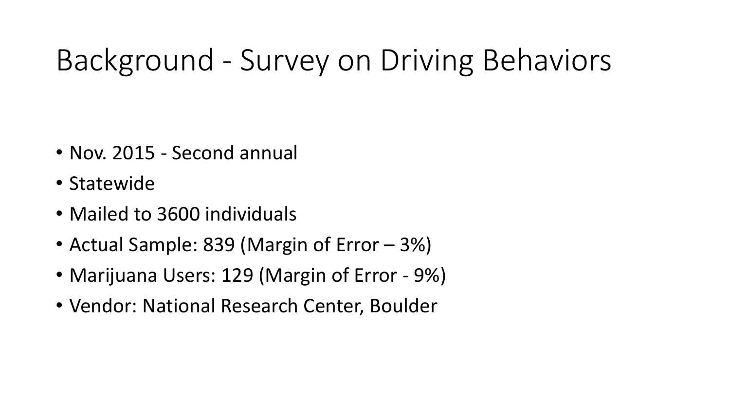# Background - Survey on Driving Behaviors

- Nov. 2015 - Second annual
- Statewide
- Mailed to 3600 individuals
- Actual Sample: 839 (Margin of Error – 3%)
- Marijuana Users: 129 (Margin of Error - 9%)
- Vendor: National Research Center, Boulder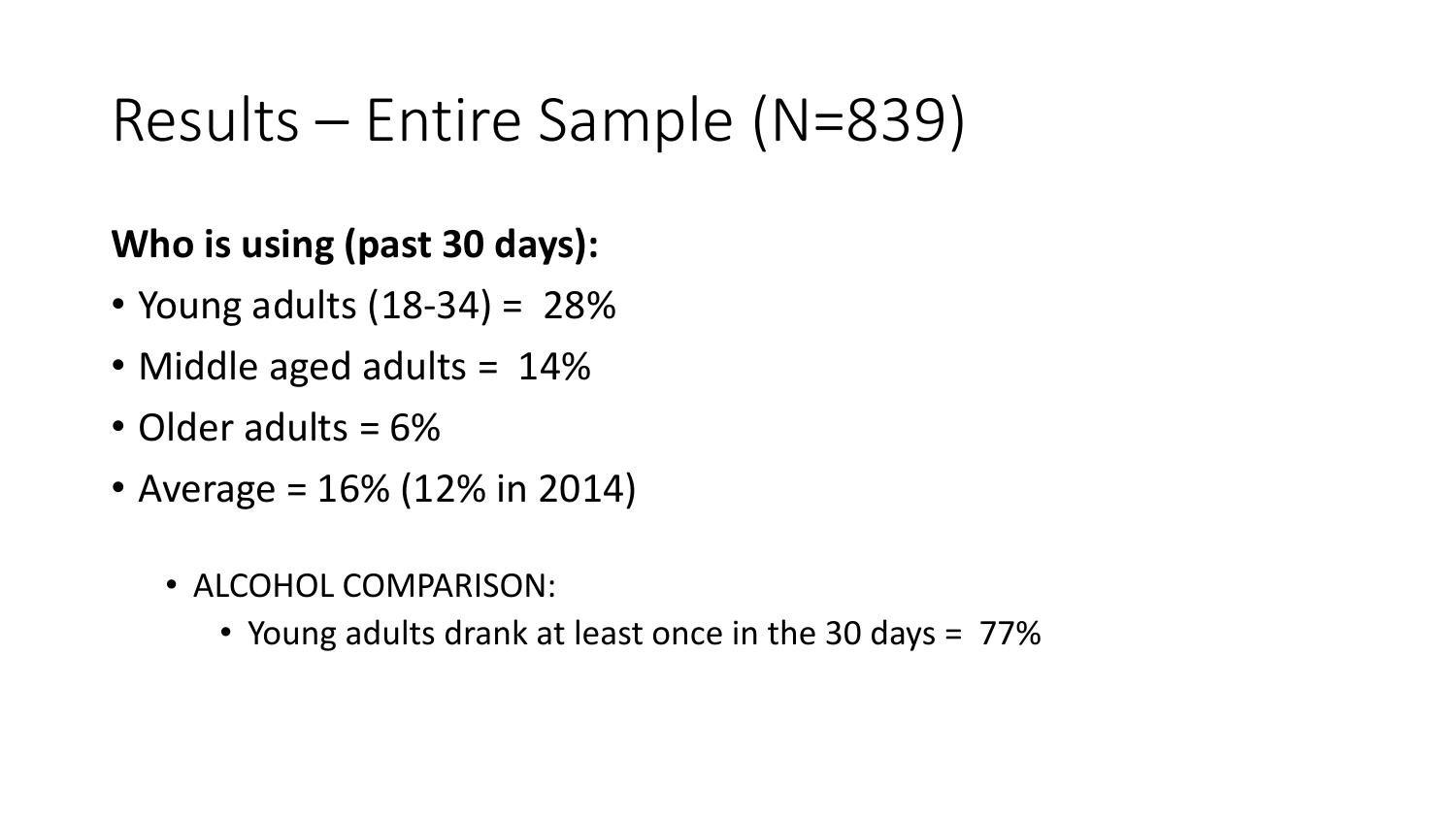# Results – Entire Sample (N=839)

**Who is using (past 30 days):**

- Young adults (18-34) = 28%
- Middle aged adults = 14%
- Older adults = 6%
- Average = 16% (12% in 2014)
  - ALCOHOL COMPARISON:
    - Young adults drank at least once in the 30 days = 77%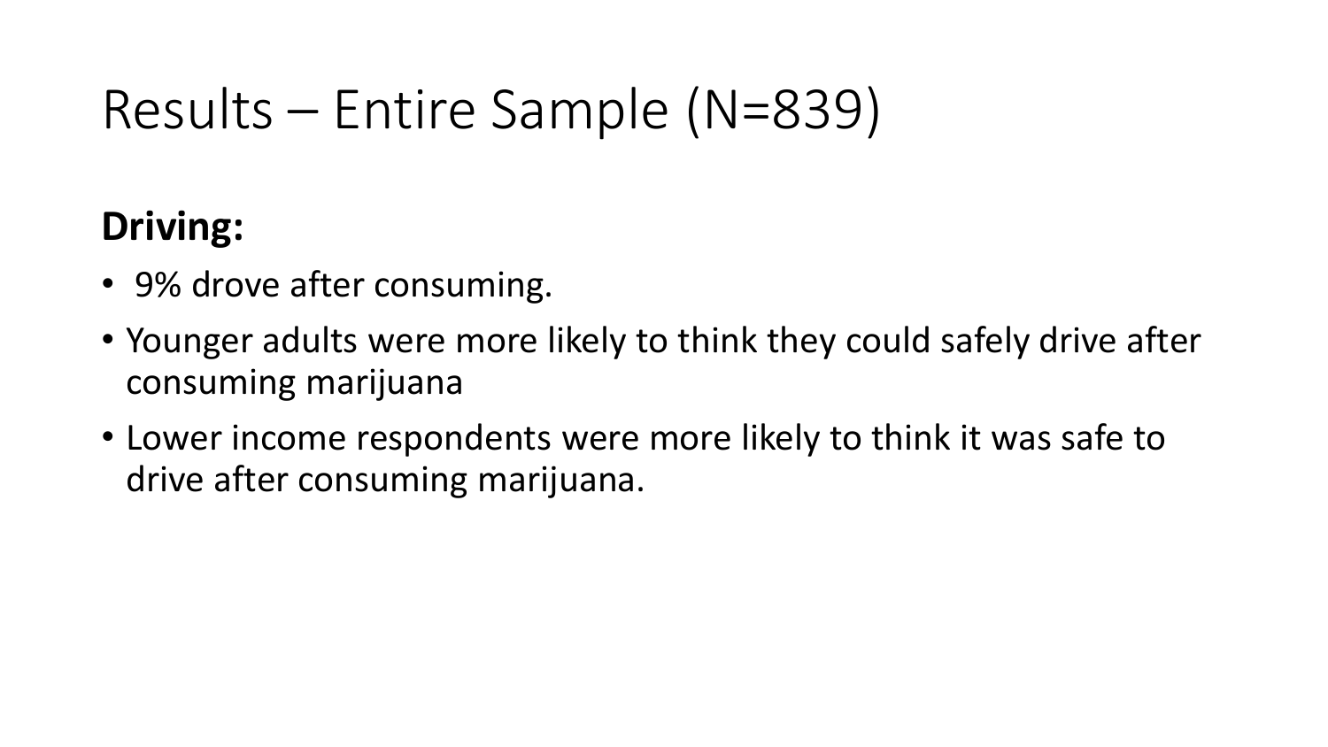# Results – Entire Sample (N=839)

**Driving:**

- 9% drove after consuming.
- Younger adults were more likely to think they could safely drive after consuming marijuana
- Lower income respondents were more likely to think it was safe to drive after consuming marijuana.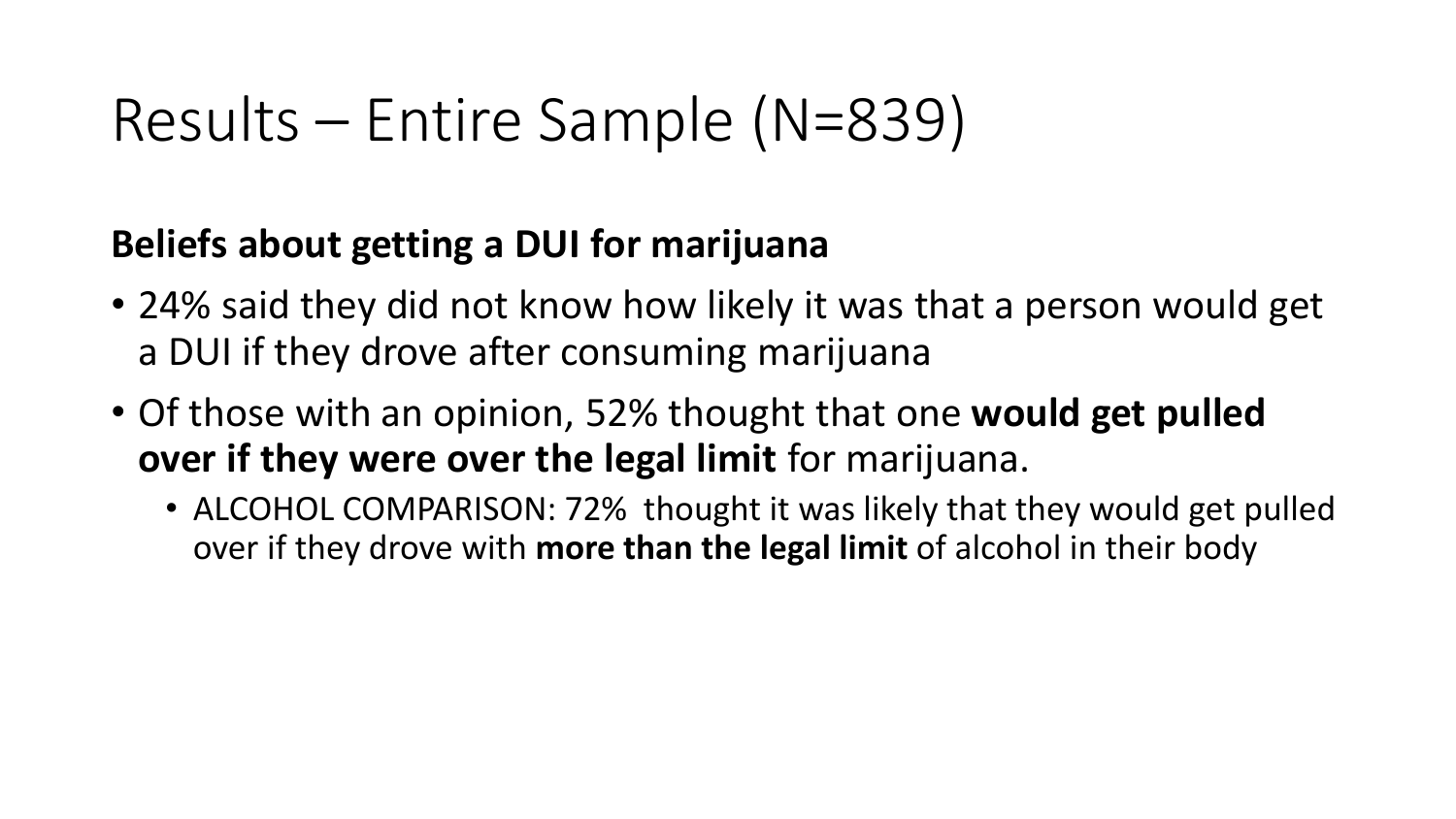# Results – Entire Sample (N=839)

**Beliefs about getting a DUI for marijuana**

- 24% said they did not know how likely it was that a person would get a DUI if they drove after consuming marijuana
- Of those with an opinion, 52% thought that one **would get pulled over if they were over the legal limit** for marijuana.
  - ALCOHOL COMPARISON: 72% thought it was likely that they would get pulled over if they drove with **more than the legal limit** of alcohol in their body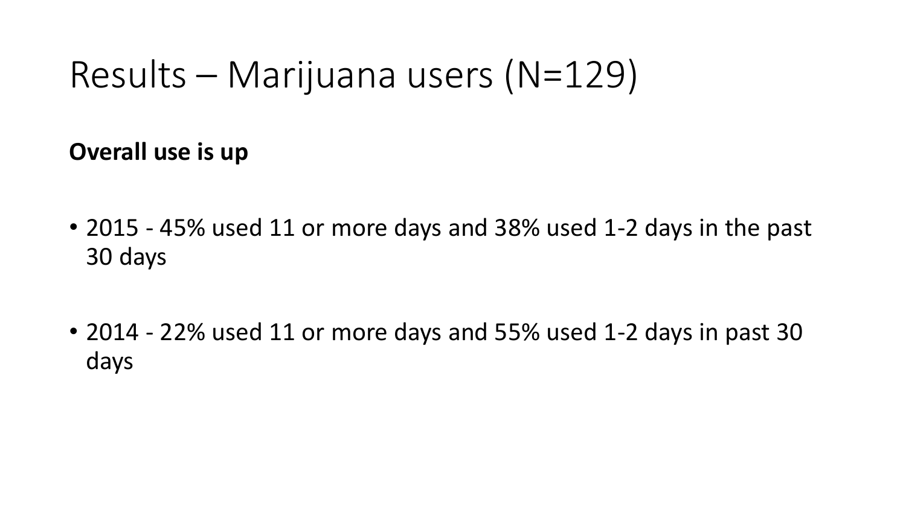# Results – Marijuana users (N=129)

**Overall use is up**

- 2015 - 45% used 11 or more days and 38% used 1-2 days in the past 30 days
- 2014 - 22% used 11 or more days and 55% used 1-2 days in past 30 days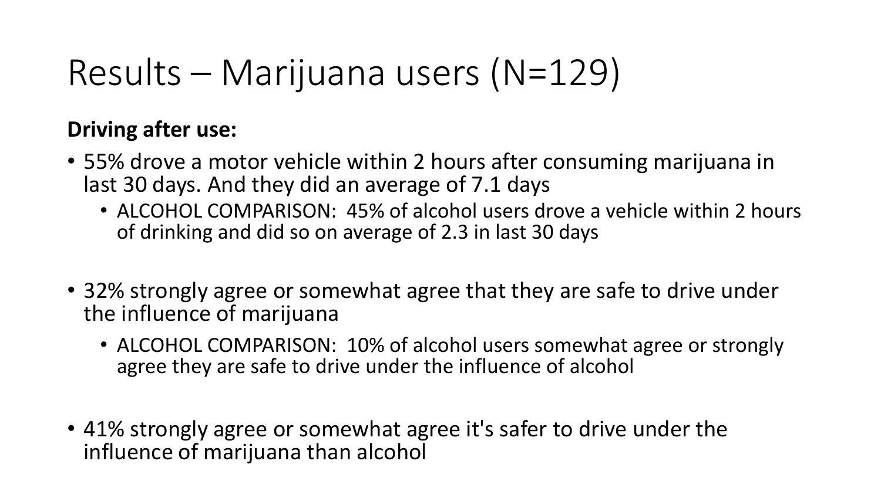# Results – Marijuana users (N=129)

**Driving after use:**

- 55% drove a motor vehicle within 2 hours after consuming marijuana in last 30 days. And they did an average of 7.1 days
  - ALCOHOL COMPARISON: 45% of alcohol users drove a vehicle within 2 hours of drinking and did so on average of 2.3 in last 30 days

- 32% strongly agree or somewhat agree that they are safe to drive under the influence of marijuana
  - ALCOHOL COMPARISON: 10% of alcohol users somewhat agree or strongly agree they are safe to drive under the influence of alcohol

- 41% strongly agree or somewhat agree it's safer to drive under the influence of marijuana than alcohol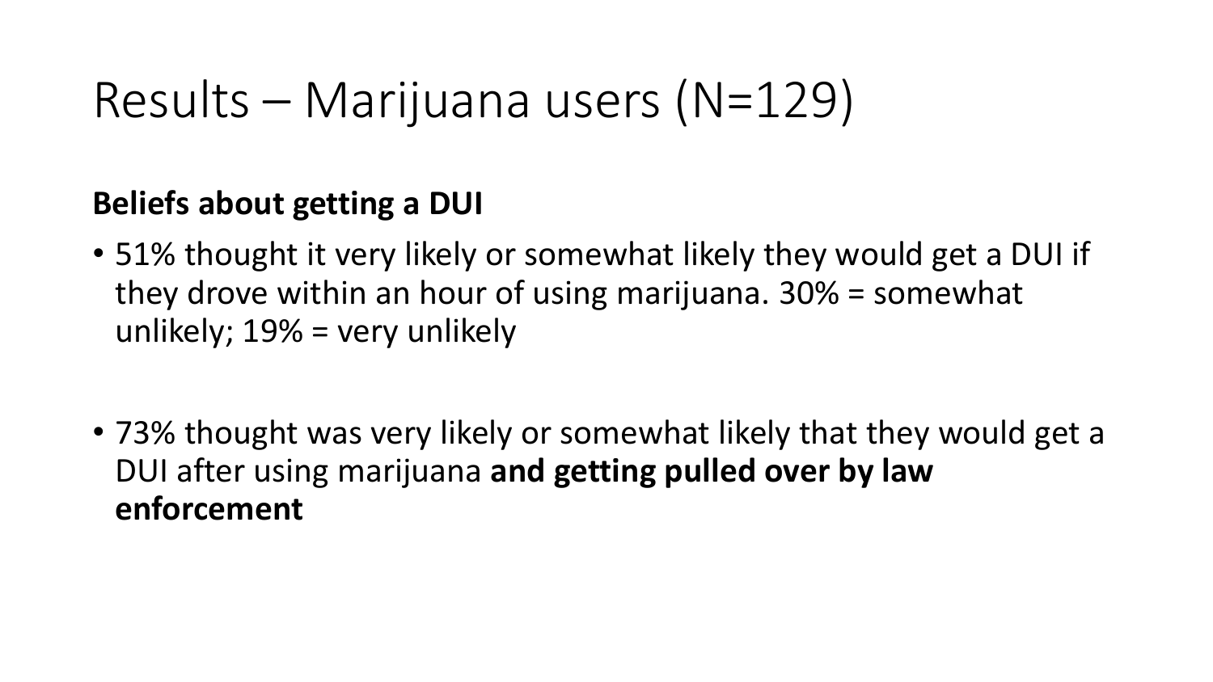# Results – Marijuana users (N=129)

**Beliefs about getting a DUI**

- 51% thought it very likely or somewhat likely they would get a DUI if they drove within an hour of using marijuana. 30% = somewhat unlikely; 19% = very unlikely

- 73% thought was very likely or somewhat likely that they would get a DUI after using marijuana **and getting pulled over by law enforcement**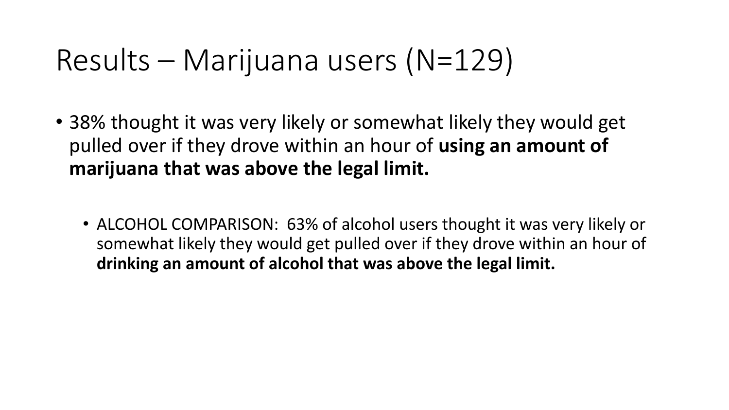# Results – Marijuana users (N=129)

- 38% thought it was very likely or somewhat likely they would get pulled over if they drove within an hour of **using an amount of marijuana that was above the legal limit.**
  - ALCOHOL COMPARISON: 63% of alcohol users thought it was very likely or somewhat likely they would get pulled over if they drove within an hour of **drinking an amount of alcohol that was above the legal limit.**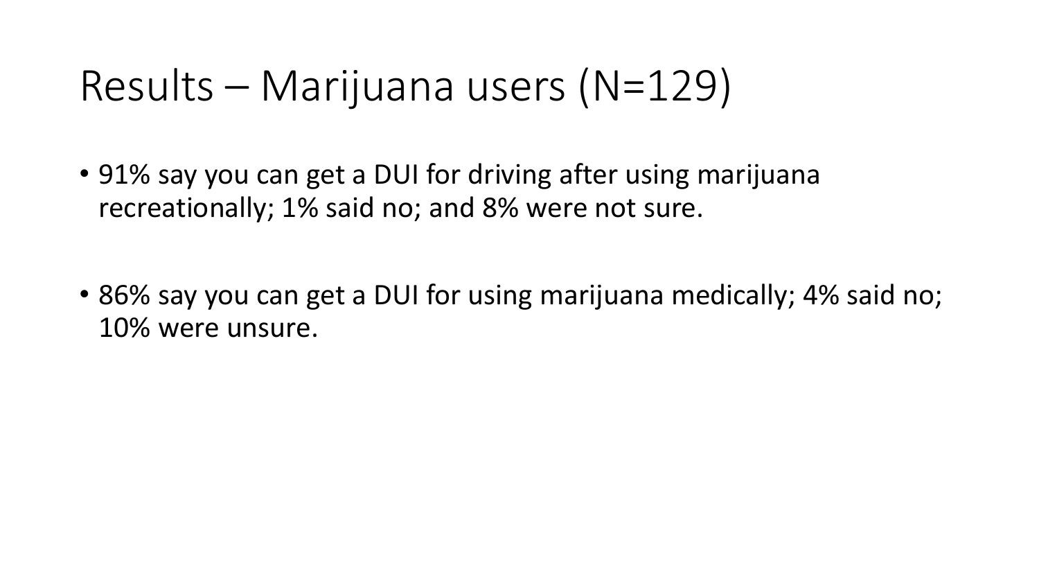# Results – Marijuana users (N=129)

- 91% say you can get a DUI for driving after using marijuana recreationally; 1% said no; and 8% were not sure.
- 86% say you can get a DUI for using marijuana medically; 4% said no; 10% were unsure.